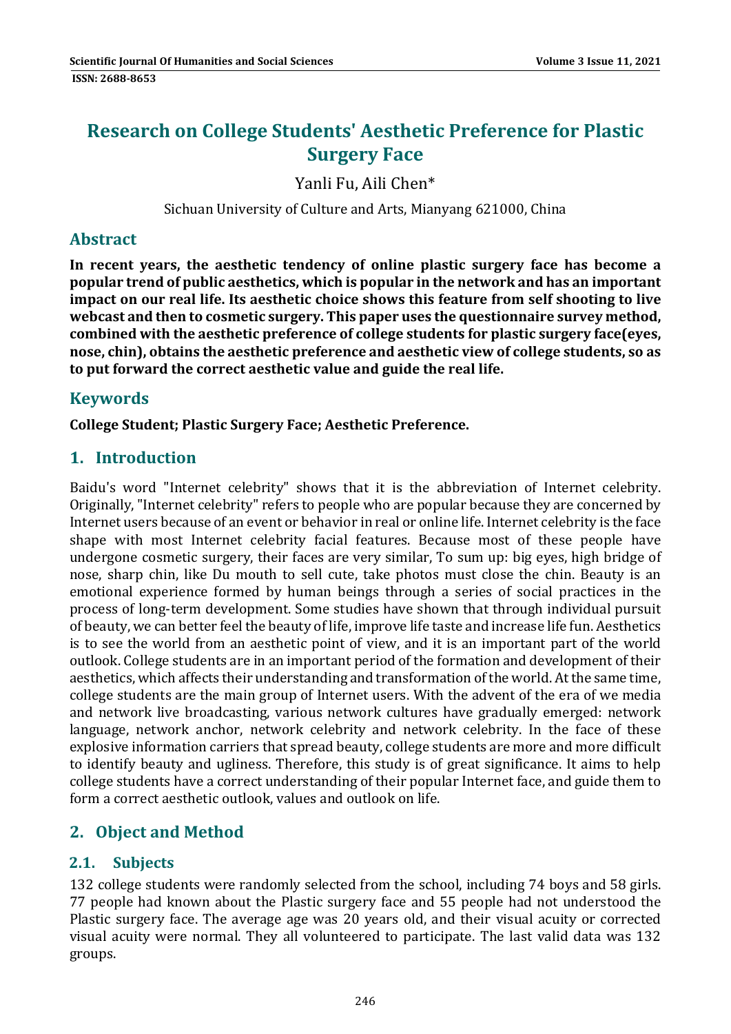# Research on College Students' Aesthetic Preference for Plastic Surgery Face

Yanli Fu, Aili Chen*

Sichuan University of Culture and Arts, Mianyang 621000, China

## Abstract

**In recent years, the aesthetic tendency of online plastic surgery face has become a popular trend of public aesthetics, which is popular in the network and has an important impact on our real life. Its aesthetic choice shows this feature from self shooting to live webcast and then to cosmetic surgery. This paper uses the questionnaire survey method, combined with the aesthetic preference of college students for plastic surgery face(eyes, nose, chin), obtains the aesthetic preference and aesthetic view of college students, so as to put forward the correct aesthetic value and guide the real life.**

## Keywords

**College Student; Plastic Surgery Face; Aesthetic Preference.**

## 1. Introduction

Baidu's word "Internet celebrity" shows that it is the abbreviation of Internet celebrity. Originally, "Internet celebrity" refers to people who are popular because they are concerned by Internet users because of an event or behavior in real or online life. Internet celebrity is the face shape with most Internet celebrity facial features. Because most of these people have undergone cosmetic surgery, their faces are very similar, To sum up: big eyes, high bridge of nose, sharp chin, like Du mouth to sell cute, take photos must close the chin. Beauty is an emotional experience formed by human beings through a series of social practices in the process of long-term development. Some studies have shown that through individual pursuit of beauty, we can better feel the beauty of life, improve life taste and increase life fun. Aesthetics is to see the world from an aesthetic point of view, and it is an important part of the world outlook. College students are in an important period of the formation and development of their aesthetics, which affects their understanding and transformation of the world. At the same time, college students are the main group of Internet users. With the advent of the era of we media and network live broadcasting, various network cultures have gradually emerged: network language, network anchor, network celebrity and network celebrity. In the face of these explosive information carriers that spread beauty, college students are more and more difficult to identify beauty and ugliness. Therefore, this study is of great significance. It aims to help college students have a correct understanding of their popular Internet face, and guide them to form a correct aesthetic outlook, values and outlook on life.

## 2. Object and Method

### 2.1. Subjects

132 college students were randomly selected from the school, including 74 boys and 58 girls. 77 people had known about the Plastic surgery face and 55 people had not understood the Plastic surgery face. The average age was 20 years old, and their visual acuity or corrected visual acuity were normal. They all volunteered to participate. The last valid data was 132 groups.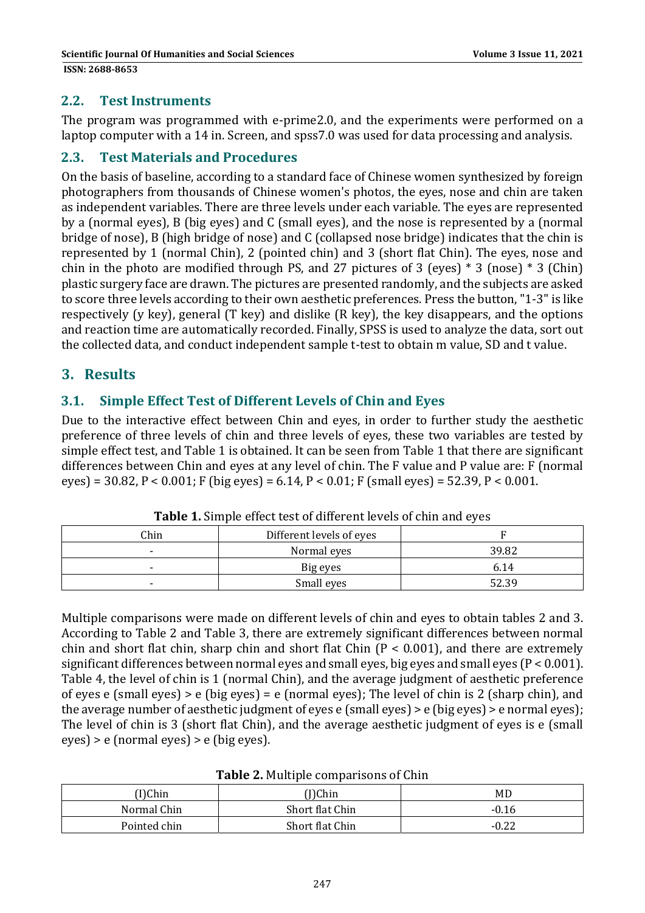## 2.2. Test Instruments

The program was programmed with e-prime2.0, and the experiments were performed on a laptop computer with a 14 in. Screen, and spss7.0 was used for data processing and analysis.

## 2.3. Test Materials and Procedures

On the basis of baseline, according to a standard face of Chinese women synthesized by foreign photographers from thousands of Chinese women's photos, the eyes, nose and chin are taken as independent variables. There are three levels under each variable. The eyes are represented by a (normal eyes), B (big eyes) and C (small eyes), and the nose is represented by a (normal bridge of nose), B (high bridge of nose) and C (collapsed nose bridge) indicates that the chin is represented by 1 (normal Chin), 2 (pointed chin) and 3 (short flat Chin). The eyes, nose and chin in the photo are modified through PS, and 27 pictures of 3 (eyes) * 3 (nose) * 3 (Chin) plastic surgery face are drawn. The pictures are presented randomly, and the subjects are asked to score three levels according to their own aesthetic preferences. Press the button, "1-3" is like respectively (y key), general (T key) and dislike (R key), the key disappears, and the options and reaction time are automatically recorded. Finally, SPSS is used to analyze the data, sort out the collected data, and conduct independent sample t-test to obtain m value, SD and t value.

# 3. Results

## 3.1. Simple Effect Test of Different Levels of Chin and Eyes

Due to the interactive effect between Chin and eyes, in order to further study the aesthetic preference of three levels of chin and three levels of eyes, these two variables are tested by simple effect test, and Table 1 is obtained. It can be seen from Table 1 that there are significant differences between Chin and eyes at any level of chin. The F value and P value are: F (normal eyes) = 30.82, $P < 0.001$; F (big eyes) = 6.14, $P < 0.01$; F (small eyes) = 52.39, $P < 0.001$.

**Table 1.** Simple effect test of different levels of chin and eyes

| Chin | Different levels of eyes | F |
|---|---|---|
| - | Normal eyes | 39.82 |
| - | Big eyes | 6.14 |
| - | Small eyes | 52.39 |

Multiple comparisons were made on different levels of chin and eyes to obtain tables 2 and 3. According to Table 2 and Table 3, there are extremely significant differences between normal chin and short flat chin, sharp chin and short flat Chin ($P < 0.001$), and there are extremely significant differences between normal eyes and small eyes, big eyes and small eyes ($P < 0.001$). Table 4, the level of chin is 1 (normal Chin), and the average judgment of aesthetic preference of eyes e (small eyes) > e (big eyes) = e (normal eyes); The level of chin is 2 (sharp chin), and the average number of aesthetic judgment of eyes e (small eyes) > e (big eyes) > e normal eyes); The level of chin is 3 (short flat Chin), and the average aesthetic judgment of eyes is e (small eyes) > e (normal eyes) > e (big eyes).

**Table 2.** Multiple comparisons of Chin

| (I)Chin | (J)Chin | MD |
|---|---|---|
| Normal Chin | Short flat Chin | -0.16 |
| Pointed chin | Short flat Chin | -0.22 |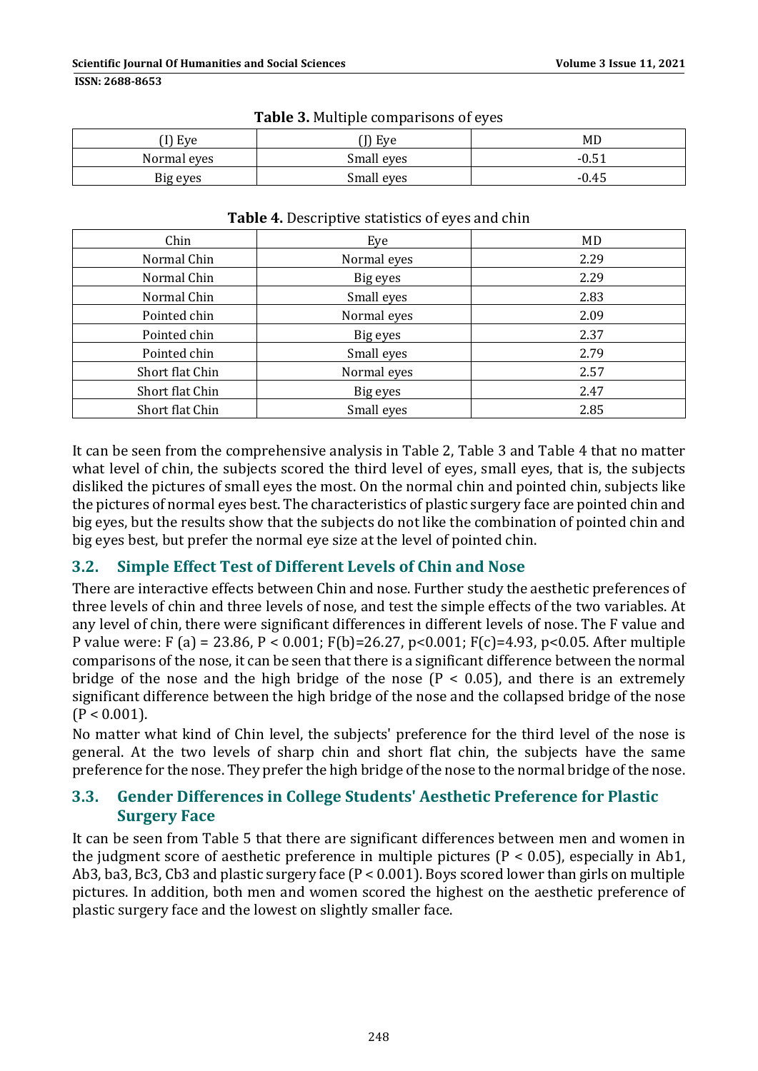**Table 3.** Multiple comparisons of eyes

| (I) Eye | (J) Eye | MD |
|---|---|---|
| Normal eyes | Small eyes | -0.51 |
| Big eyes | Small eyes | -0.45 |

**Table 4.** Descriptive statistics of eyes and chin

| Chin | Eye | MD |
|---|---|---|
| Normal Chin | Normal eyes | 2.29 |
| Normal Chin | Big eyes | 2.29 |
| Normal Chin | Small eyes | 2.83 |
| Pointed chin | Normal eyes | 2.09 |
| Pointed chin | Big eyes | 2.37 |
| Pointed chin | Small eyes | 2.79 |
| Short flat Chin | Normal eyes | 2.57 |
| Short flat Chin | Big eyes | 2.47 |
| Short flat Chin | Small eyes | 2.85 |

It can be seen from the comprehensive analysis in Table 2, Table 3 and Table 4 that no matter what level of chin, the subjects scored the third level of eyes, small eyes, that is, the subjects disliked the pictures of small eyes the most. On the normal chin and pointed chin, subjects like the pictures of normal eyes best. The characteristics of plastic surgery face are pointed chin and big eyes, but the results show that the subjects do not like the combination of pointed chin and big eyes best, but prefer the normal eye size at the level of pointed chin.

## 3.2. Simple Effect Test of Different Levels of Chin and Nose

There are interactive effects between Chin and nose. Further study the aesthetic preferences of three levels of chin and three levels of nose, and test the simple effects of the two variables. At any level of chin, there were significant differences in different levels of nose. The F value and P value were: F (a) = 23.86, $P < 0.001$; F(b)=26.27, $p<0.001$; F(c)=4.93, $p<0.05$. After multiple comparisons of the nose, it can be seen that there is a significant difference between the normal bridge of the nose and the high bridge of the nose ($P < 0.05$), and there is an extremely significant difference between the high bridge of the nose and the collapsed bridge of the nose ($P < 0.001$).

No matter what kind of Chin level, the subjects' preference for the third level of the nose is general. At the two levels of sharp chin and short flat chin, the subjects have the same preference for the nose. They prefer the high bridge of the nose to the normal bridge of the nose.

## 3.3. Gender Differences in College Students' Aesthetic Preference for Plastic Surgery Face

It can be seen from Table 5 that there are significant differences between men and women in the judgment score of aesthetic preference in multiple pictures ($P < 0.05$), especially in Ab1, Ab3, ba3, Bc3, Cb3 and plastic surgery face ($P < 0.001$). Boys scored lower than girls on multiple pictures. In addition, both men and women scored the highest on the aesthetic preference of plastic surgery face and the lowest on slightly smaller face.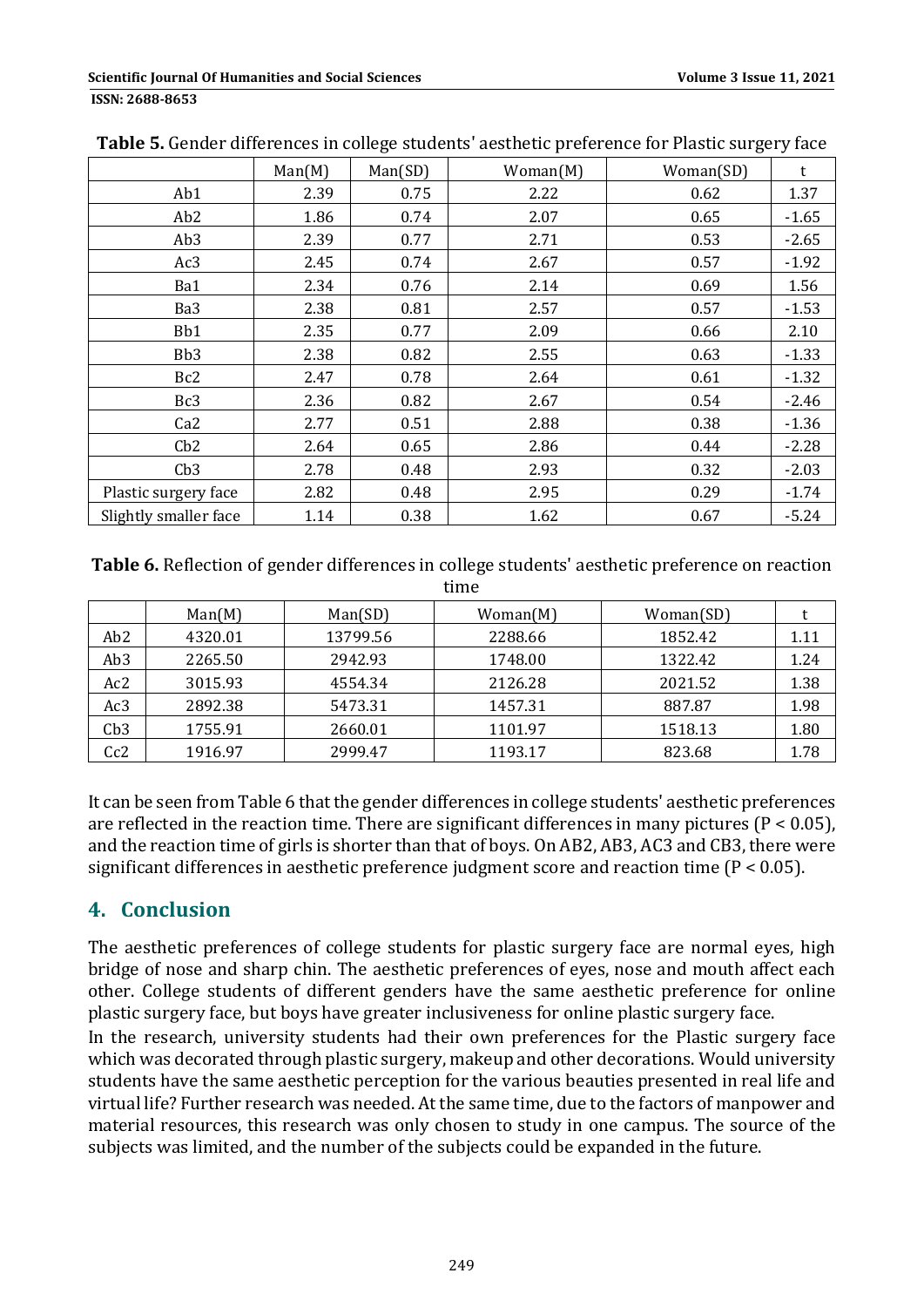**Table 5.** Gender differences in college students' aesthetic preference for Plastic surgery face

| | Man(M) | Man(SD) | Woman(M) | Woman(SD) | t |
|---|---|---|---|---|---|
| Ab1 | 2.39 | 0.75 | 2.22 | 0.62 | 1.37 |
| Ab2 | 1.86 | 0.74 | 2.07 | 0.65 | -1.65 |
| Ab3 | 2.39 | 0.77 | 2.71 | 0.53 | -2.65 |
| Ac3 | 2.45 | 0.74 | 2.67 | 0.57 | -1.92 |
| Ba1 | 2.34 | 0.76 | 2.14 | 0.69 | 1.56 |
| Ba3 | 2.38 | 0.81 | 2.57 | 0.57 | -1.53 |
| Bb1 | 2.35 | 0.77 | 2.09 | 0.66 | 2.10 |
| Bb3 | 2.38 | 0.82 | 2.55 | 0.63 | -1.33 |
| Bc2 | 2.47 | 0.78 | 2.64 | 0.61 | -1.32 |
| Bc3 | 2.36 | 0.82 | 2.67 | 0.54 | -2.46 |
| Ca2 | 2.77 | 0.51 | 2.88 | 0.38 | -1.36 |
| Cb2 | 2.64 | 0.65 | 2.86 | 0.44 | -2.28 |
| Cb3 | 2.78 | 0.48 | 2.93 | 0.32 | -2.03 |
| Plastic surgery face | 2.82 | 0.48 | 2.95 | 0.29 | -1.74 |
| Slightly smaller face | 1.14 | 0.38 | 1.62 | 0.67 | -5.24 |

**Table 6.** Reflection of gender differences in college students' aesthetic preference on reaction time

| | Man(M) | Man(SD) | Woman(M) | Woman(SD) | t |
|---|---|---|---|---|---|
| Ab2 | 4320.01 | 13799.56 | 2288.66 | 1852.42 | 1.11 |
| Ab3 | 2265.50 | 2942.93 | 1748.00 | 1322.42 | 1.24 |
| Ac2 | 3015.93 | 4554.34 | 2126.28 | 2021.52 | 1.38 |
| Ac3 | 2892.38 | 5473.31 | 1457.31 | 887.87 | 1.98 |
| Cb3 | 1755.91 | 2660.01 | 1101.97 | 1518.13 | 1.80 |
| Cc2 | 1916.97 | 2999.47 | 1193.17 | 823.68 | 1.78 |

It can be seen from Table 6 that the gender differences in college students' aesthetic preferences are reflected in the reaction time. There are significant differences in many pictures ($P < 0.05$), and the reaction time of girls is shorter than that of boys. On AB2, AB3, AC3 and CB3, there were significant differences in aesthetic preference judgment score and reaction time ($P < 0.05$).

## 4. Conclusion

The aesthetic preferences of college students for plastic surgery face are normal eyes, high bridge of nose and sharp chin. The aesthetic preferences of eyes, nose and mouth affect each other. College students of different genders have the same aesthetic preference for online plastic surgery face, but boys have greater inclusiveness for online plastic surgery face.

In the research, university students had their own preferences for the Plastic surgery face which was decorated through plastic surgery, makeup and other decorations. Would university students have the same aesthetic perception for the various beauties presented in real life and virtual life? Further research was needed. At the same time, due to the factors of manpower and material resources, this research was only chosen to study in one campus. The source of the subjects was limited, and the number of the subjects could be expanded in the future.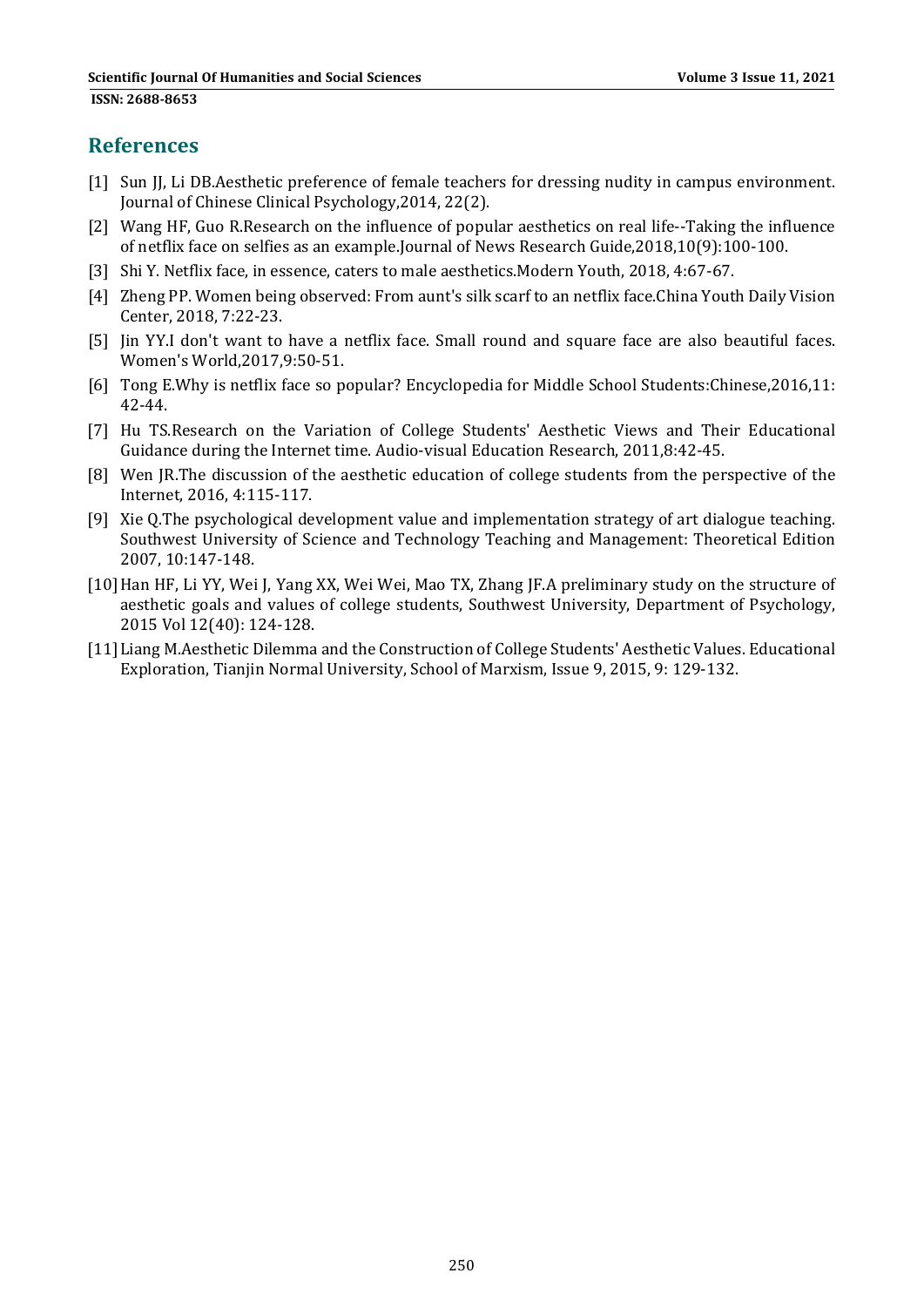## References

[1] Sun JJ, Li DB.Aesthetic preference of female teachers for dressing nudity in campus environment. Journal of Chinese Clinical Psychology,2014, 22(2).

[2] Wang HF, Guo R.Research on the influence of popular aesthetics on real life--Taking the influence of netflix face on selfies as an example.Journal of News Research Guide,2018,10(9):100-100.

[3] Shi Y. Netflix face, in essence, caters to male aesthetics.Modern Youth, 2018, 4:67-67.

[4] Zheng PP. Women being observed: From aunt's silk scarf to an netflix face.China Youth Daily Vision Center, 2018, 7:22-23.

[5] Jin YY.I don't want to have a netflix face. Small round and square face are also beautiful faces. Women's World,2017,9:50-51.

[6] Tong E.Why is netflix face so popular? Encyclopedia for Middle School Students:Chinese,2016,11: 42-44.

[7] Hu TS.Research on the Variation of College Students' Aesthetic Views and Their Educational Guidance during the Internet time. Audio-visual Education Research, 2011,8:42-45.

[8] Wen JR.The discussion of the aesthetic education of college students from the perspective of the Internet, 2016, 4:115-117.

[9] Xie Q.The psychological development value and implementation strategy of art dialogue teaching. Southwest University of Science and Technology Teaching and Management: Theoretical Edition 2007, 10:147-148.

[10] Han HF, Li YY, Wei J, Yang XX, Wei Wei, Mao TX, Zhang JF.A preliminary study on the structure of aesthetic goals and values of college students, Southwest University, Department of Psychology, 2015 Vol 12(40): 124-128.

[11] Liang M.Aesthetic Dilemma and the Construction of College Students' Aesthetic Values. Educational Exploration, Tianjin Normal University, School of Marxism, Issue 9, 2015, 9: 129-132.